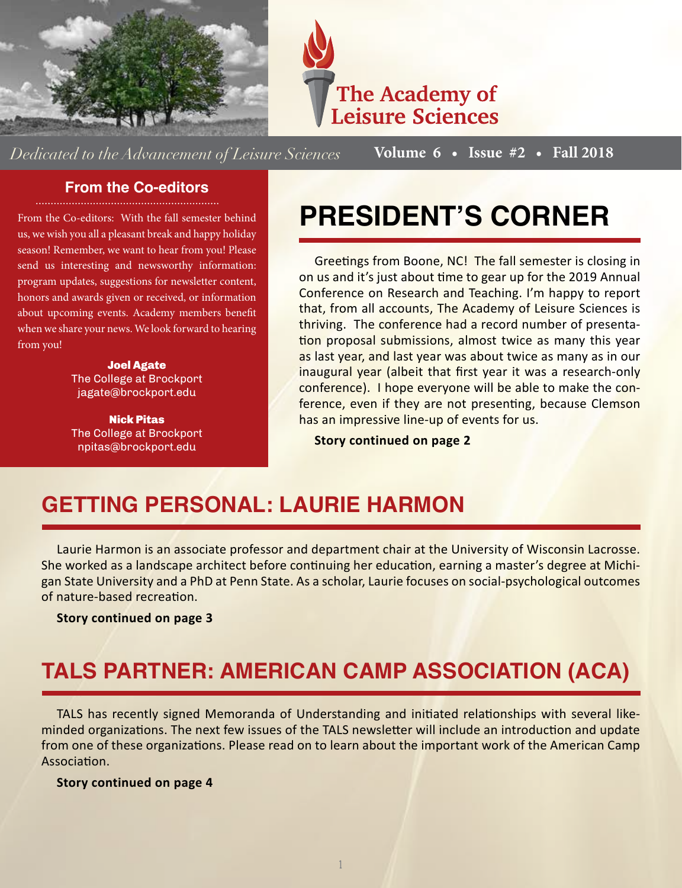# The Academy of Leisure Sciences

*Dedicated to the Advancement of Leisure Sciences*

**Volume 6 • Issue #2 • Fall 2018**

## From the Co-editors

From the Co-editors: With the fall semester behind us, we wish you all a pleasant break and happy holiday season! Remember, we want to hear from you! Please send us interesting and newsworthy information: program updates, suggestions for newsletter content, honors and awards given or received, or information about upcoming events. Academy members benefit when we share your news. We look forward to hearing from you!

**Joel Agate**
The College at Brockport
jagate@brockport.edu

**Nick Pitas**
The College at Brockport
npitas@brockport.edu

## PRESIDENT'S CORNER

Greetings from Boone, NC! The fall semester is closing in on us and it's just about time to gear up for the 2019 Annual Conference on Research and Teaching. I'm happy to report that, from all accounts, The Academy of Leisure Sciences is thriving. The conference had a record number of presentation proposal submissions, almost twice as many this year as last year, and last year was about twice as many as in our inaugural year (albeit that first year it was a research-only conference). I hope everyone will be able to make the conference, even if they are not presenting, because Clemson has an impressive line-up of events for us.

**Story continued on page 2**

## GETTING PERSONAL: LAURIE HARMON

Laurie Harmon is an associate professor and department chair at the University of Wisconsin Lacrosse. She worked as a landscape architect before continuing her education, earning a master's degree at Michigan State University and a PhD at Penn State. As a scholar, Laurie focuses on social-psychological outcomes of nature-based recreation.

**Story continued on page 3**

## TALS PARTNER: AMERICAN CAMP ASSOCIATION (ACA)

TALS has recently signed Memoranda of Understanding and initiated relationships with several like-minded organizations. The next few issues of the TALS newsletter will include an introduction and update from one of these organizations. Please read on to learn about the important work of the American Camp Association.

**Story continued on page 4**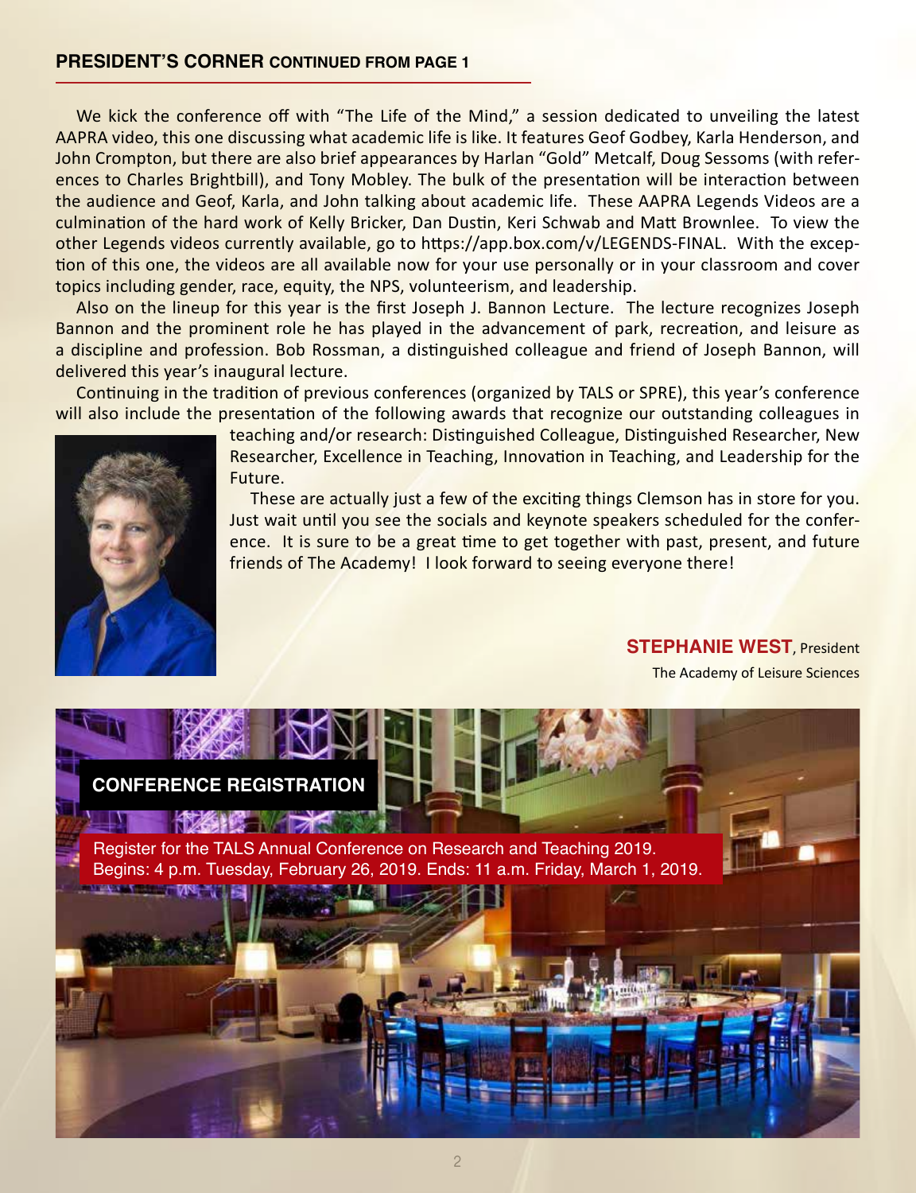## PRESIDENT'S CORNER CONTINUED FROM PAGE 1

We kick the conference off with "The Life of the Mind," a session dedicated to unveiling the latest AAPRA video, this one discussing what academic life is like. It features Geof Godbey, Karla Henderson, and John Crompton, but there are also brief appearances by Harlan "Gold" Metcalf, Doug Sessoms (with references to Charles Brightbill), and Tony Mobley. The bulk of the presentation will be interaction between the audience and Geof, Karla, and John talking about academic life. These AAPRA Legends Videos are a culmination of the hard work of Kelly Bricker, Dan Dustin, Keri Schwab and Matt Brownlee. To view the other Legends videos currently available, go to https://app.box.com/v/LEGENDS-FINAL. With the exception of this one, the videos are all available now for your use personally or in your classroom and cover topics including gender, race, equity, the NPS, volunteerism, and leadership.

Also on the lineup for this year is the first Joseph J. Bannon Lecture. The lecture recognizes Joseph Bannon and the prominent role he has played in the advancement of park, recreation, and leisure as a discipline and profession. Bob Rossman, a distinguished colleague and friend of Joseph Bannon, will delivered this year's inaugural lecture.

Continuing in the tradition of previous conferences (organized by TALS or SPRE), this year's conference will also include the presentation of the following awards that recognize our outstanding colleagues in teaching and/or research: Distinguished Colleague, Distinguished Researcher, New Researcher, Excellence in Teaching, Innovation in Teaching, and Leadership for the Future.

These are actually just a few of the exciting things Clemson has in store for you. Just wait until you see the socials and keynote speakers scheduled for the conference. It is sure to be a great time to get together with past, present, and future friends of The Academy! I look forward to seeing everyone there!

**STEPHANIE WEST**, President
The Academy of Leisure Sciences

## CONFERENCE REGISTRATION

Register for the TALS Annual Conference on Research and Teaching 2019.
Begins: 4 p.m. Tuesday, February 26, 2019. Ends: 11 a.m. Friday, March 1, 2019.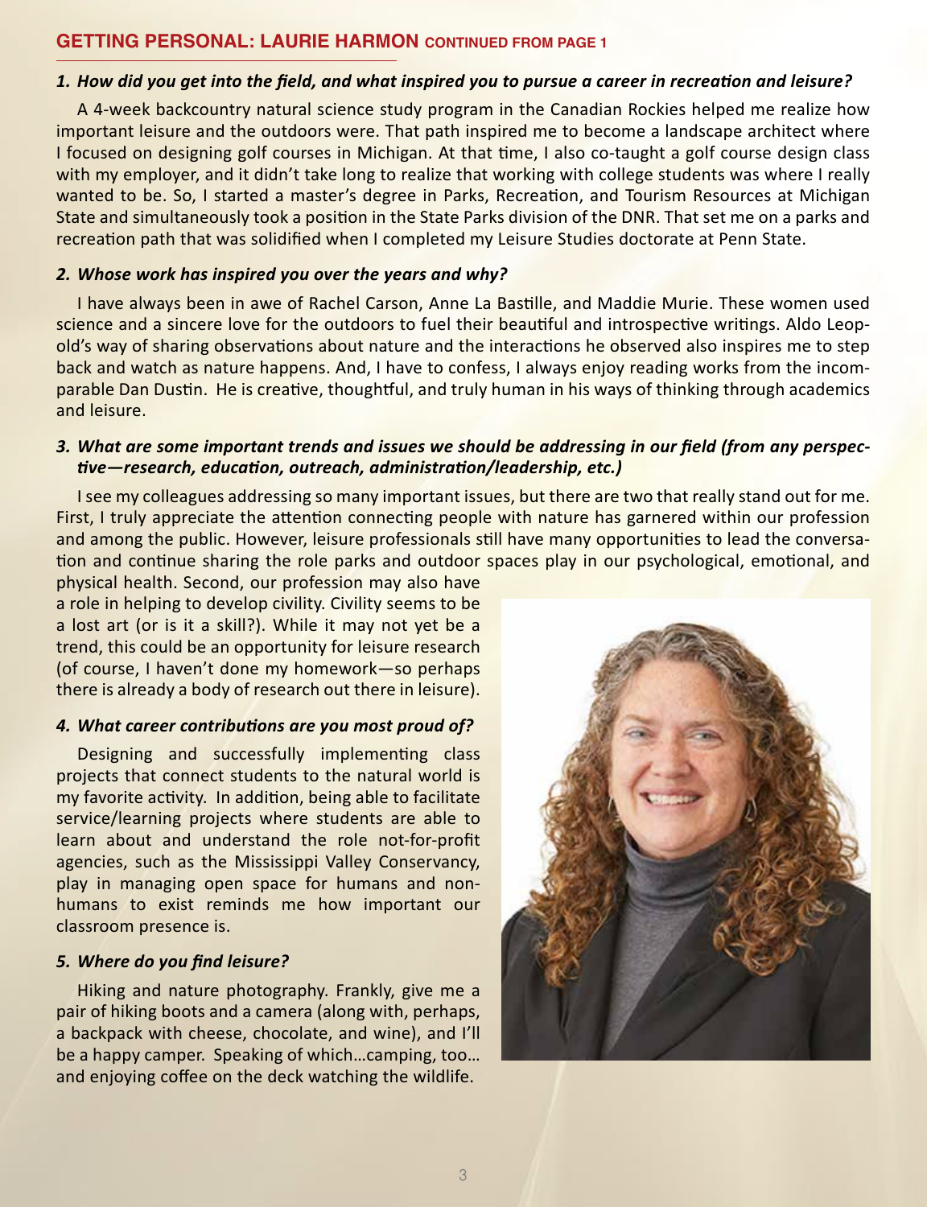## GETTING PERSONAL: LAURIE HARMON CONTINUED FROM PAGE 1

***1. How did you get into the field, and what inspired you to pursue a career in recreation and leisure?***

A 4-week backcountry natural science study program in the Canadian Rockies helped me realize how important leisure and the outdoors were. That path inspired me to become a landscape architect where I focused on designing golf courses in Michigan. At that time, I also co-taught a golf course design class with my employer, and it didn't take long to realize that working with college students was where I really wanted to be. So, I started a master's degree in Parks, Recreation, and Tourism Resources at Michigan State and simultaneously took a position in the State Parks division of the DNR. That set me on a parks and recreation path that was solidified when I completed my Leisure Studies doctorate at Penn State.

***2. Whose work has inspired you over the years and why?***

I have always been in awe of Rachel Carson, Anne La Bastille, and Maddie Murie. These women used science and a sincere love for the outdoors to fuel their beautiful and introspective writings. Aldo Leopold's way of sharing observations about nature and the interactions he observed also inspires me to step back and watch as nature happens. And, I have to confess, I always enjoy reading works from the incomparable Dan Dustin. He is creative, thoughtful, and truly human in his ways of thinking through academics and leisure.

***3. What are some important trends and issues we should be addressing in our field (from any perspective—research, education, outreach, administration/leadership, etc.)***

I see my colleagues addressing so many important issues, but there are two that really stand out for me. First, I truly appreciate the attention connecting people with nature has garnered within our profession and among the public. However, leisure professionals still have many opportunities to lead the conversation and continue sharing the role parks and outdoor spaces play in our psychological, emotional, and physical health. Second, our profession may also have a role in helping to develop civility. Civility seems to be a lost art (or is it a skill?). While it may not yet be a trend, this could be an opportunity for leisure research (of course, I haven't done my homework—so perhaps there is already a body of research out there in leisure).

***4. What career contributions are you most proud of?***

Designing and successfully implementing class projects that connect students to the natural world is my favorite activity. In addition, being able to facilitate service/learning projects where students are able to learn about and understand the role not-for-profit agencies, such as the Mississippi Valley Conservancy, play in managing open space for humans and non-humans to exist reminds me how important our classroom presence is.

***5. Where do you find leisure?***

Hiking and nature photography. Frankly, give me a pair of hiking boots and a camera (along with, perhaps, a backpack with cheese, chocolate, and wine), and I'll be a happy camper. Speaking of which…camping, too… and enjoying coffee on the deck watching the wildlife.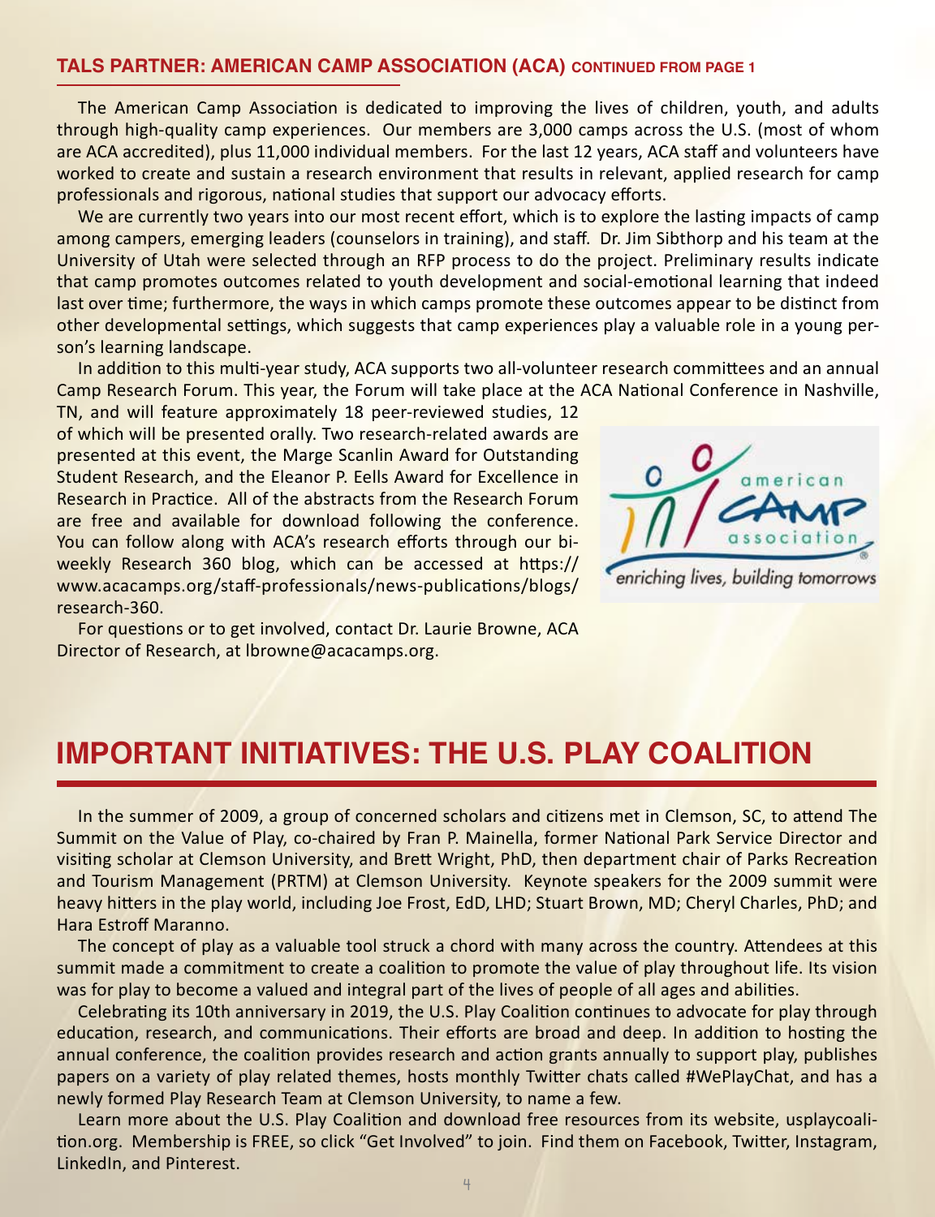## TALS PARTNER: AMERICAN CAMP ASSOCIATION (ACA) CONTINUED FROM PAGE 1

The American Camp Association is dedicated to improving the lives of children, youth, and adults through high-quality camp experiences. Our members are 3,000 camps across the U.S. (most of whom are ACA accredited), plus 11,000 individual members. For the last 12 years, ACA staff and volunteers have worked to create and sustain a research environment that results in relevant, applied research for camp professionals and rigorous, national studies that support our advocacy efforts.

We are currently two years into our most recent effort, which is to explore the lasting impacts of camp among campers, emerging leaders (counselors in training), and staff. Dr. Jim Sibthorp and his team at the University of Utah were selected through an RFP process to do the project. Preliminary results indicate that camp promotes outcomes related to youth development and social-emotional learning that indeed last over time; furthermore, the ways in which camps promote these outcomes appear to be distinct from other developmental settings, which suggests that camp experiences play a valuable role in a young person's learning landscape.

In addition to this multi-year study, ACA supports two all-volunteer research committees and an annual Camp Research Forum. This year, the Forum will take place at the ACA National Conference in Nashville, TN, and will feature approximately 18 peer-reviewed studies, 12 of which will be presented orally. Two research-related awards are presented at this event, the Marge Scanlin Award for Outstanding Student Research, and the Eleanor P. Eells Award for Excellence in Research in Practice. All of the abstracts from the Research Forum are free and available for download following the conference. You can follow along with ACA's research efforts through our bi-weekly Research 360 blog, which can be accessed at https://www.acacamps.org/staff-professionals/news-publications/blogs/research-360.

For questions or to get involved, contact Dr. Laurie Browne, ACA Director of Research, at lbrowne@acacamps.org.

american CAMP association

*enriching lives, building tomorrows*

# IMPORTANT INITIATIVES: THE U.S. PLAY COALITION

In the summer of 2009, a group of concerned scholars and citizens met in Clemson, SC, to attend The Summit on the Value of Play, co-chaired by Fran P. Mainella, former National Park Service Director and visiting scholar at Clemson University, and Brett Wright, PhD, then department chair of Parks Recreation and Tourism Management (PRTM) at Clemson University. Keynote speakers for the 2009 summit were heavy hitters in the play world, including Joe Frost, EdD, LHD; Stuart Brown, MD; Cheryl Charles, PhD; and Hara Estroff Maranno.

The concept of play as a valuable tool struck a chord with many across the country. Attendees at this summit made a commitment to create a coalition to promote the value of play throughout life. Its vision was for play to become a valued and integral part of the lives of people of all ages and abilities.

Celebrating its 10th anniversary in 2019, the U.S. Play Coalition continues to advocate for play through education, research, and communications. Their efforts are broad and deep. In addition to hosting the annual conference, the coalition provides research and action grants annually to support play, publishes papers on a variety of play related themes, hosts monthly Twitter chats called #WePlayChat, and has a newly formed Play Research Team at Clemson University, to name a few.

Learn more about the U.S. Play Coalition and download free resources from its website, usplaycoalition.org. Membership is FREE, so click "Get Involved" to join. Find them on Facebook, Twitter, Instagram, LinkedIn, and Pinterest.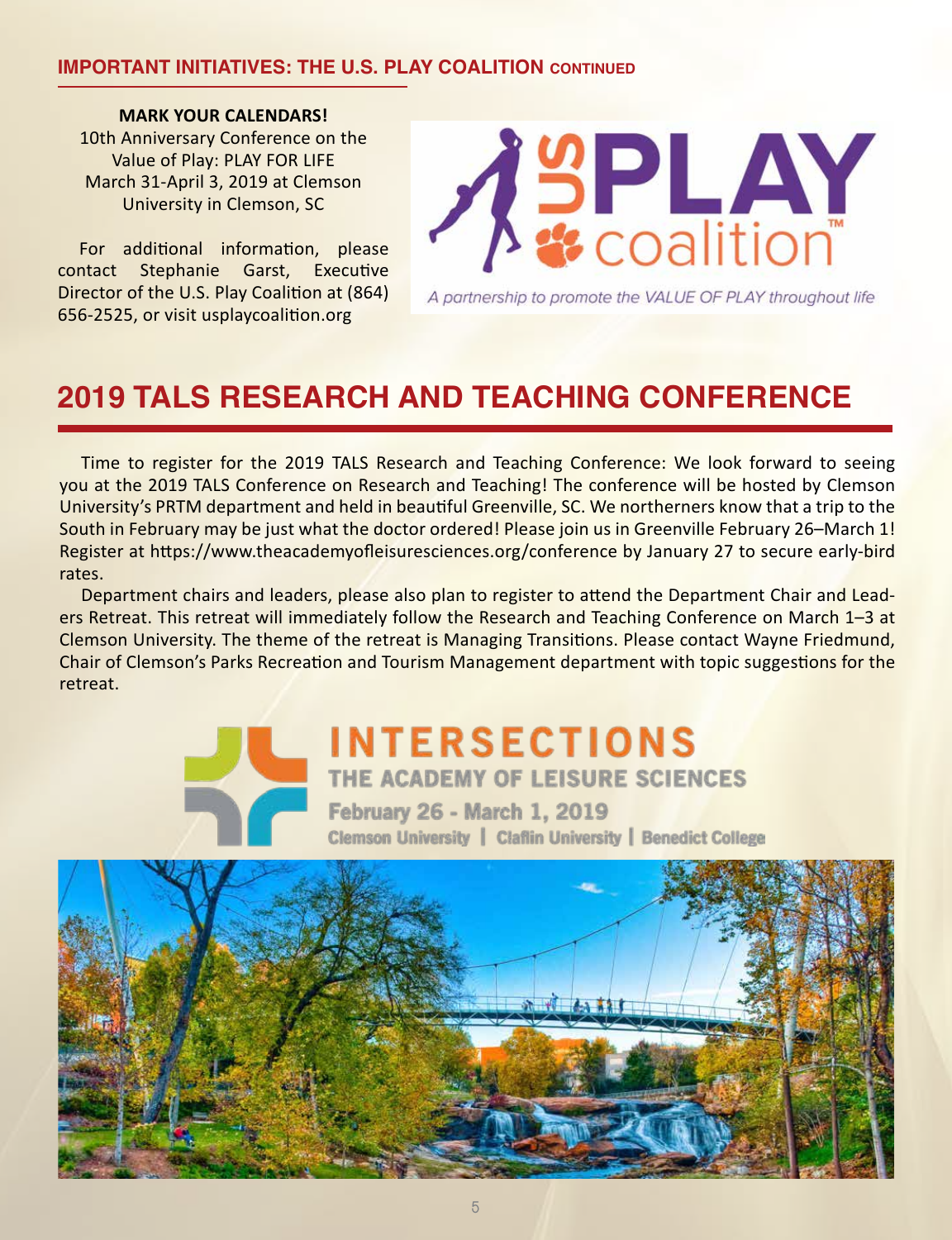## IMPORTANT INITIATIVES: THE U.S. PLAY COALITION CONTINUED

**MARK YOUR CALENDARS!**
10th Anniversary Conference on the Value of Play: PLAY FOR LIFE
March 31-April 3, 2019 at Clemson University in Clemson, SC

For additional information, please contact Stephanie Garst, Executive Director of the U.S. Play Coalition at (864) 656-2525, or visit usplaycoalition.org

US PLAY coalition™

*A partnership to promote the VALUE OF PLAY throughout life*

# 2019 TALS RESEARCH AND TEACHING CONFERENCE

Time to register for the 2019 TALS Research and Teaching Conference: We look forward to seeing you at the 2019 TALS Conference on Research and Teaching! The conference will be hosted by Clemson University's PRTM department and held in beautiful Greenville, SC. We northerners know that a trip to the South in February may be just what the doctor ordered! Please join us in Greenville February 26–March 1! Register at https://www.theacademyofleisuresciences.org/conference by January 27 to secure early-bird rates.

Department chairs and leaders, please also plan to register to attend the Department Chair and Leaders Retreat. This retreat will immediately follow the Research and Teaching Conference on March 1–3 at Clemson University. The theme of the retreat is Managing Transitions. Please contact Wayne Friedmund, Chair of Clemson's Parks Recreation and Tourism Management department with topic suggestions for the retreat.

INTERSECTIONS
THE ACADEMY OF LEISURE SCIENCES
February 26 - March 1, 2019
Clemson University | Claflin University | Benedict College